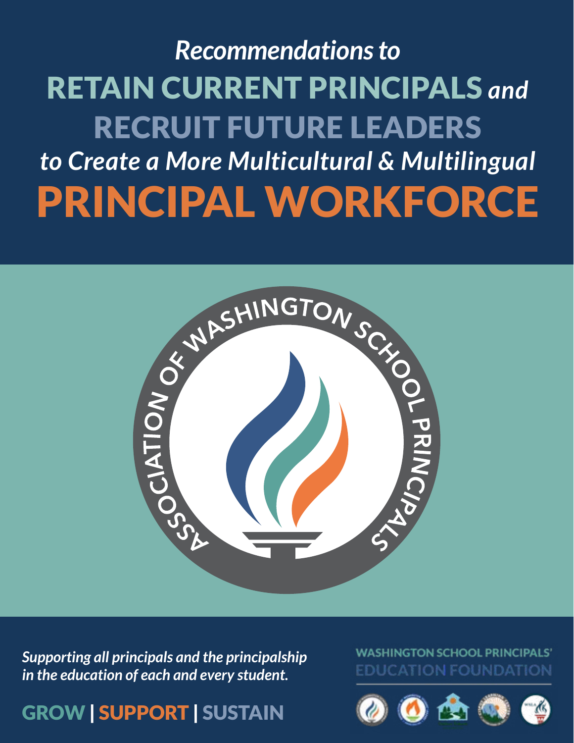# *Recommendations to* RETAIN CURRENT PRINCIPALS *and* RECRUIT FUTURE LEADERS *to Create a More Multicultural & Multilingual* PRINCIPAL WORKFORCE

ASSOCIATION OF WASHINGTON SCHOOL PRINCIPALS

*Supporting all principals and the principalship in the education of each and every student.*

GROW | SUPPORT | SUSTAIN

WASHINGTON SCHOOL PRINCIPALS' EDUCATION FOUNDATION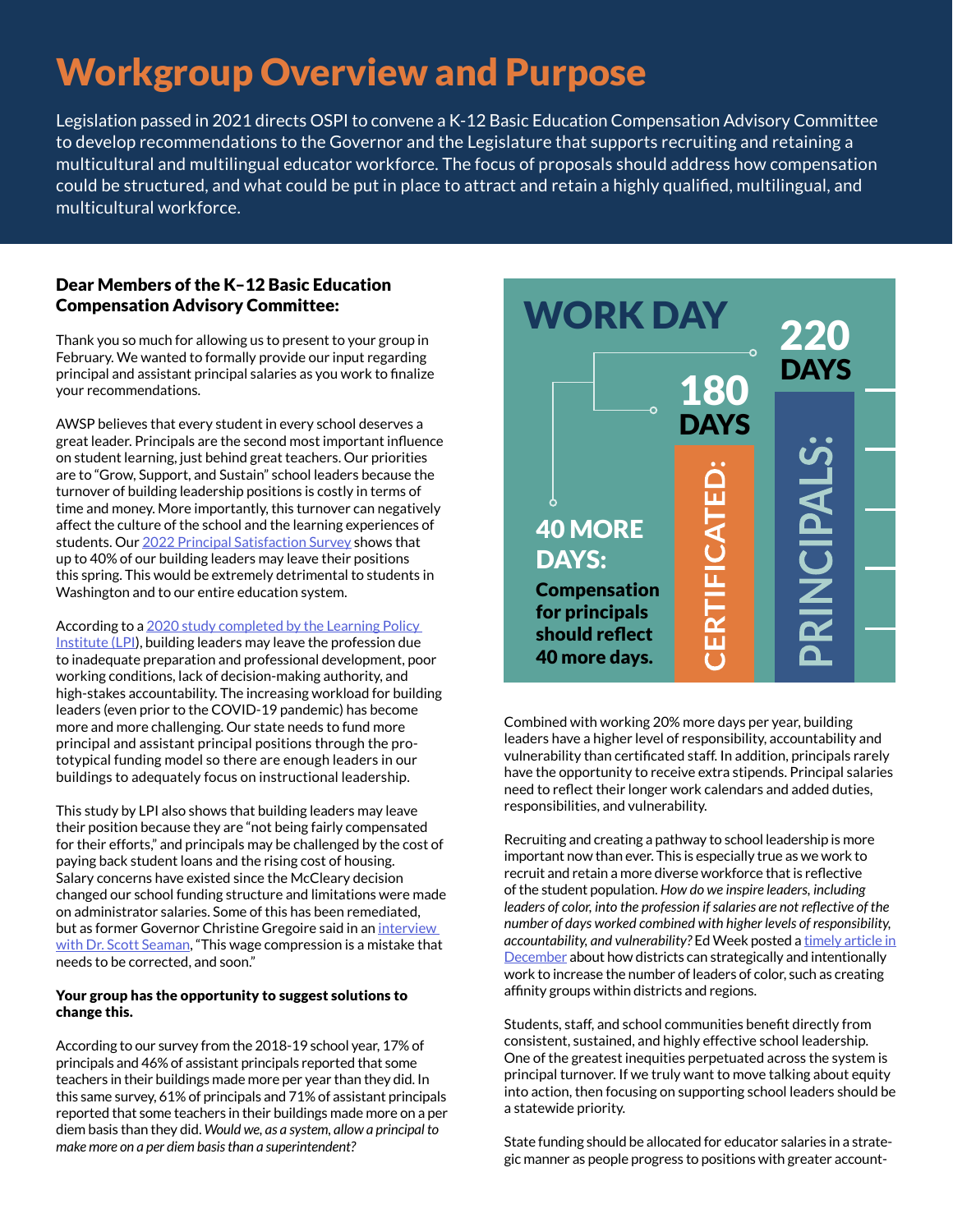# Workgroup Overview and Purpose

Legislation passed in 2021 directs OSPI to convene a K-12 Basic Education Compensation Advisory Committee to develop recommendations to the Governor and the Legislature that supports recruiting and retaining a multicultural and multilingual educator workforce. The focus of proposals should address how compensation could be structured, and what could be put in place to attract and retain a highly qualified, multilingual, and multicultural workforce.

### Dear Members of the K–12 Basic Education Compensation Advisory Committee:

Thank you so much for allowing us to present to your group in February. We wanted to formally provide our input regarding principal and assistant principal salaries as you work to finalize your recommendations.

AWSP believes that every student in every school deserves a great leader. Principals are the second most important influence on student learning, just behind great teachers. Our priorities are to "Grow, Support, and Sustain" school leaders because the turnover of building leadership positions is costly in terms of time and money. More importantly, this turnover can negatively affect the culture of the school and the learning experiences of students. Our 2022 Principal Satisfaction Survey shows that up to 40% of our building leaders may leave their positions this spring. This would be extremely detrimental to students in Washington and to our entire education system.

According to a 2020 study completed by the Learning Policy Institute (LPI), building leaders may leave the profession due to inadequate preparation and professional development, poor working conditions, lack of decision-making authority, and high-stakes accountability. The increasing workload for building leaders (even prior to the COVID-19 pandemic) has become more and more challenging. Our state needs to fund more principal and assistant principal positions through the prototypical funding model so there are enough leaders in our buildings to adequately focus on instructional leadership.

This study by LPI also shows that building leaders may leave their position because they are "not being fairly compensated for their efforts," and principals may be challenged by the cost of paying back student loans and the rising cost of housing. Salary concerns have existed since the McCleary decision changed our school funding structure and limitations were made on administrator salaries. Some of this has been remediated, but as former Governor Christine Gregoire said in an interview with Dr. Scott Seaman, "This wage compression is a mistake that needs to be corrected, and soon."

**Your group has the opportunity to suggest solutions to change this.**

According to our survey from the 2018-19 school year, 17% of principals and 46% of assistant principals reported that some teachers in their buildings made more per year than they did. In this same survey, 61% of principals and 71% of assistant principals reported that some teachers in their buildings made more on a per diem basis than they did. *Would we, as a system, allow a principal to make more on a per diem basis than a superintendent?*

**WORK DAY**

- **CERTIFICATED: 180 DAYS**
- **PRINCIPALS: 220 DAYS**

**40 MORE DAYS: Compensation for principals should reflect 40 more days.**

Combined with working 20% more days per year, building leaders have a higher level of responsibility, accountability and vulnerability than certificated staff. In addition, principals rarely have the opportunity to receive extra stipends. Principal salaries need to reflect their longer work calendars and added duties, responsibilities, and vulnerability.

Recruiting and creating a pathway to school leadership is more important now than ever. This is especially true as we work to recruit and retain a more diverse workforce that is reflective of the student population. *How do we inspire leaders, including leaders of color, into the profession if salaries are not reflective of the number of days worked combined with higher levels of responsibility, accountability, and vulnerability?* Ed Week posted a timely article in December about how districts can strategically and intentionally work to increase the number of leaders of color, such as creating affinity groups within districts and regions.

Students, staff, and school communities benefit directly from consistent, sustained, and highly effective school leadership. One of the greatest inequities perpetuated across the system is principal turnover. If we truly want to move talking about equity into action, then focusing on supporting school leaders should be a statewide priority.

State funding should be allocated for educator salaries in a strategic manner as people progress to positions with greater account-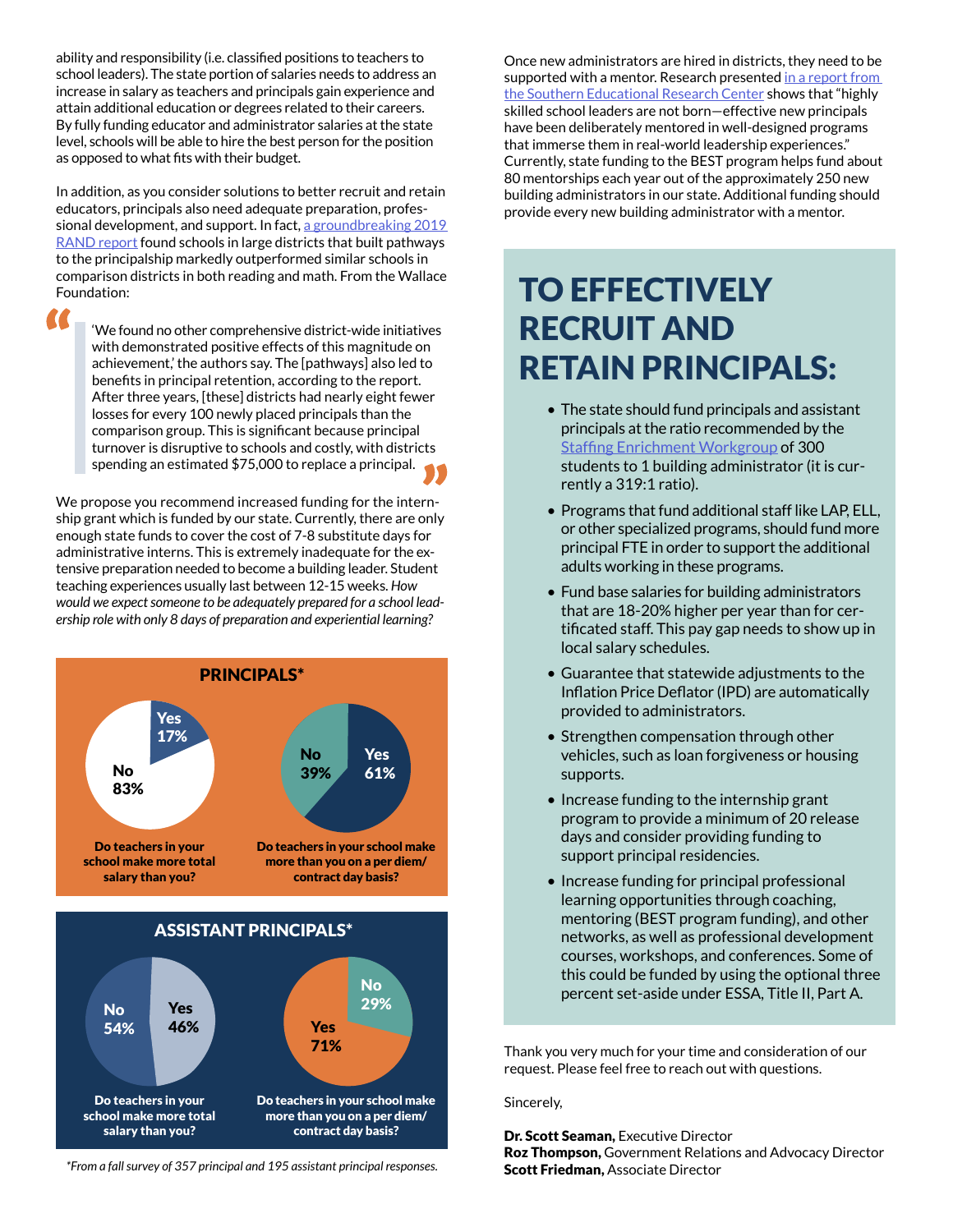ability and responsibility (i.e. classified positions to teachers to school leaders). The state portion of salaries needs to address an increase in salary as teachers and principals gain experience and attain additional education or degrees related to their careers. By fully funding educator and administrator salaries at the state level, schools will be able to hire the best person for the position as opposed to what fits with their budget.

In addition, as you consider solutions to better recruit and retain educators, principals also need adequate preparation, professional development, and support. In fact, a groundbreaking 2019 RAND report found schools in large districts that built pathways to the principalship markedly outperformed similar schools in comparison districts in both reading and math. From the Wallace Foundation:

> 'We found no other comprehensive district-wide initiatives with demonstrated positive effects of this magnitude on achievement,' the authors say. The [pathways] also led to benefits in principal retention, according to the report. After three years, [these] districts had nearly eight fewer losses for every 100 newly placed principals than the comparison group. This is significant because principal turnover is disruptive to schools and costly, with districts spending an estimated $75,000 to replace a principal.

We propose you recommend increased funding for the internship grant which is funded by our state. Currently, there are only enough state funds to cover the cost of 7-8 substitute days for administrative interns. This is extremely inadequate for the extensive preparation needed to become a building leader. Student teaching experiences usually last between 12-15 weeks. *How would we expect someone to be adequately prepared for a school leadership role with only 8 days of preparation and experiential learning?*

**PRINCIPALS***

| Question | Yes | No |
|---|---|---|
| Do teachers in your school make more total salary than you? | 17% | 83% |
| Do teachers in your school make more than you on a per diem/contract day basis? | 61% | 39% |

**ASSISTANT PRINCIPALS***

| Question | Yes | No |
|---|---|---|
| Do teachers in your school make more total salary than you? | 46% | 54% |
| Do teachers in your school make more than you on a per diem/contract day basis? | 71% | 29% |

*\*From a fall survey of 357 principal and 195 assistant principal responses.*

Once new administrators are hired in districts, they need to be supported with a mentor. Research presented in a report from the Southern Educational Research Center shows that "highly skilled school leaders are not born—effective new principals have been deliberately mentored in well-designed programs that immerse them in real-world leadership experiences." Currently, state funding to the BEST program helps fund about 80 mentorships each year out of the approximately 250 new building administrators in our state. Additional funding should provide every new building administrator with a mentor.

## TO EFFECTIVELY RECRUIT AND RETAIN PRINCIPALS:

- The state should fund principals and assistant principals at the ratio recommended by the Staffing Enrichment Workgroup of 300 students to 1 building administrator (it is currently a 319:1 ratio).
- Programs that fund additional staff like LAP, ELL, or other specialized programs, should fund more principal FTE in order to support the additional adults working in these programs.
- Fund base salaries for building administrators that are 18-20% higher per year than for certificated staff. This pay gap needs to show up in local salary schedules.
- Guarantee that statewide adjustments to the Inflation Price Deflator (IPD) are automatically provided to administrators.
- Strengthen compensation through other vehicles, such as loan forgiveness or housing supports.
- Increase funding to the internship grant program to provide a minimum of 20 release days and consider providing funding to support principal residencies.
- Increase funding for principal professional learning opportunities through coaching, mentoring (BEST program funding), and other networks, as well as professional development courses, workshops, and conferences. Some of this could be funded by using the optional three percent set-aside under ESSA, Title II, Part A.

Thank you very much for your time and consideration of our request. Please feel free to reach out with questions.

Sincerely,

**Dr. Scott Seaman,** Executive Director
**Roz Thompson,** Government Relations and Advocacy Director
**Scott Friedman,** Associate Director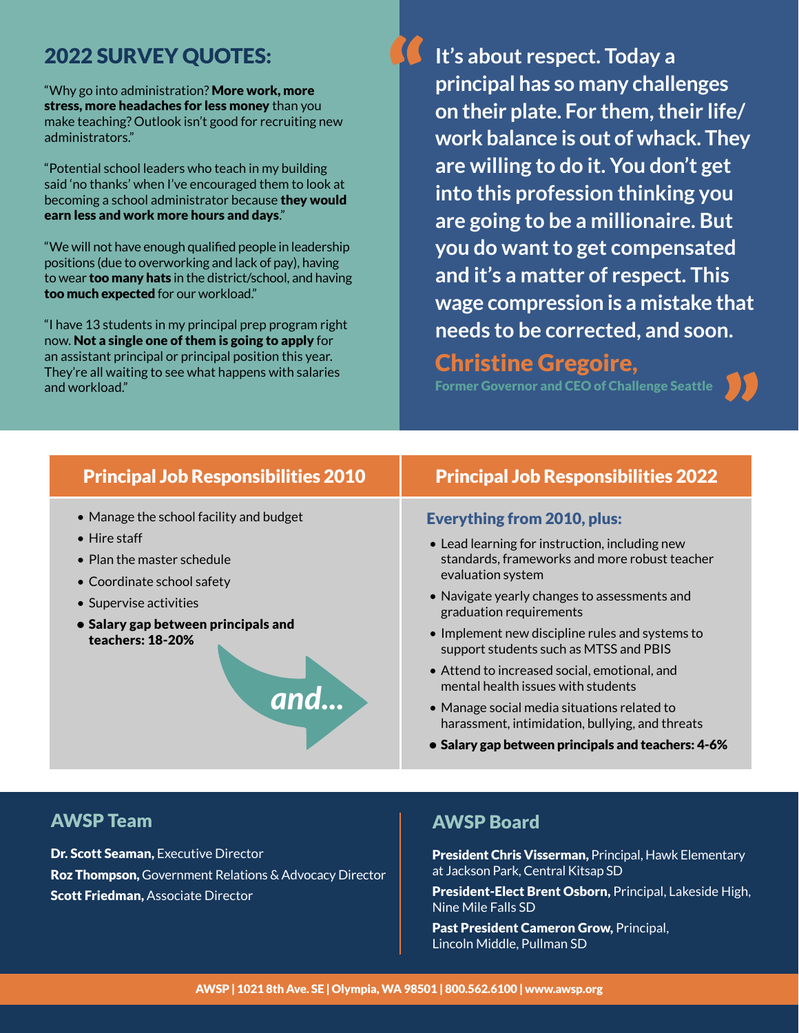## 2022 SURVEY QUOTES:

"Why go into administration? **More work, more stress, more headaches for less money** than you make teaching? Outlook isn't good for recruiting new administrators."

"Potential school leaders who teach in my building said 'no thanks' when I've encouraged them to look at becoming a school administrator because **they would earn less and work more hours and days**."

"We will not have enough qualified people in leadership positions (due to overworking and lack of pay), having to wear **too many hats** in the district/school, and having **too much expected** for our workload."

"I have 13 students in my principal prep program right now. **Not a single one of them is going to apply** for an assistant principal or principal position this year. They're all waiting to see what happens with salaries and workload."

> **"It's about respect. Today a principal has so many challenges on their plate. For them, their life/work balance is out of whack. They are willing to do it. You don't get into this profession thinking you are going to be a millionaire. But you do want to get compensated and it's a matter of respect. This wage compression is a mistake that needs to be corrected, and soon."**
>
> **Christine Gregoire,**
> Former Governor and CEO of Challenge Seattle

### Principal Job Responsibilities 2010

- Manage the school facility and budget
- Hire staff
- Plan the master schedule
- Coordinate school safety
- Supervise activities
- **Salary gap between principals and teachers: 18-20%**

*and...*

### Principal Job Responsibilities 2022

**Everything from 2010, plus:**

- Lead learning for instruction, including new standards, frameworks and more robust teacher evaluation system
- Navigate yearly changes to assessments and graduation requirements
- Implement new discipline rules and systems to support students such as MTSS and PBIS
- Attend to increased social, emotional, and mental health issues with students
- Manage social media situations related to harassment, intimidation, bullying, and threats
- **Salary gap between principals and teachers: 4-6%**

### AWSP Team

**Dr. Scott Seaman,** Executive Director
**Roz Thompson,** Government Relations & Advocacy Director
**Scott Friedman,** Associate Director

### AWSP Board

**President Chris Visserman,** Principal, Hawk Elementary at Jackson Park, Central Kitsap SD
**President-Elect Brent Osborn,** Principal, Lakeside High, Nine Mile Falls SD
**Past President Cameron Grow,** Principal, Lincoln Middle, Pullman SD

AWSP | 1021 8th Ave. SE | Olympia, WA 98501 | 800.562.6100 | www.awsp.org